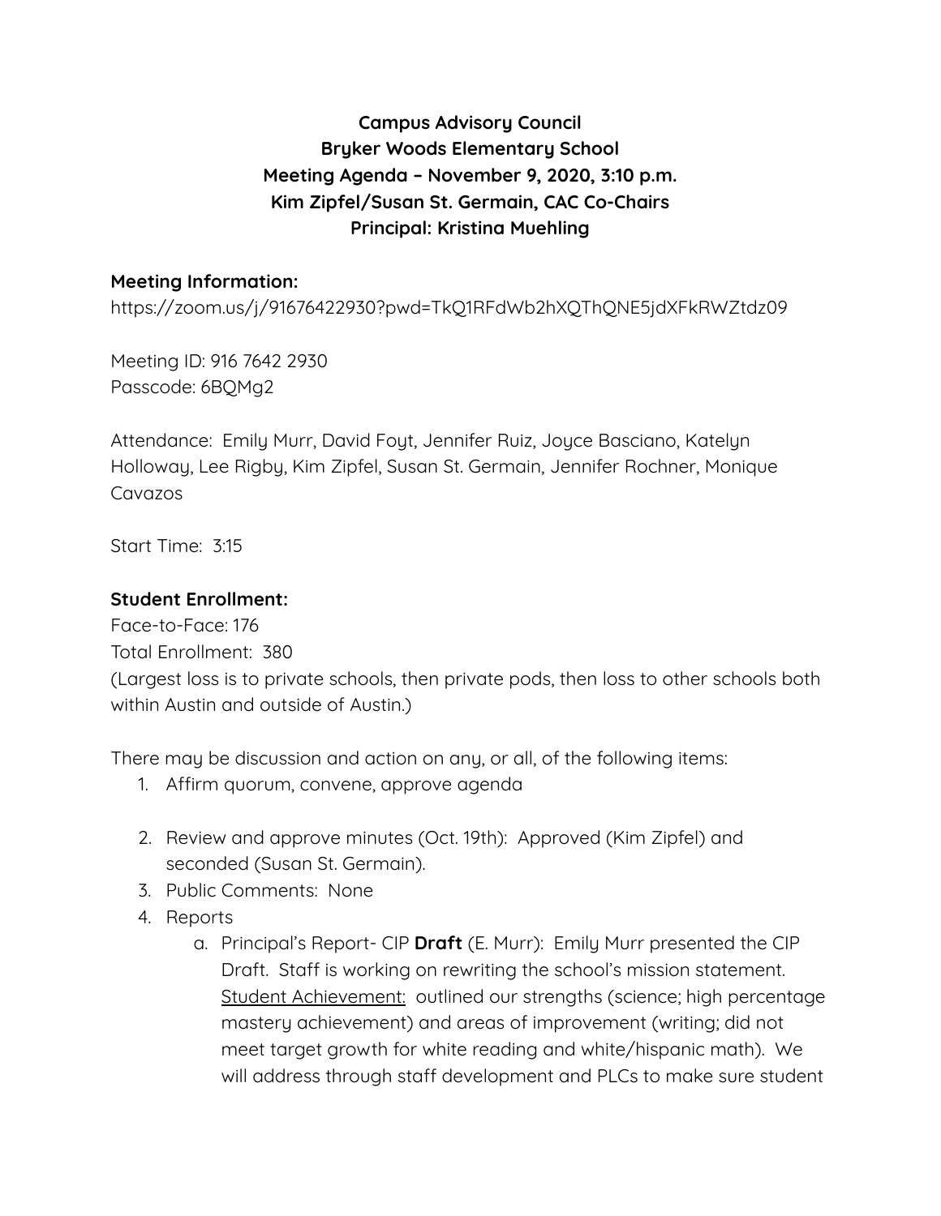**Campus Advisory Council**
**Bryker Woods Elementary School**
**Meeting Agenda – November 9, 2020, 3:10 p.m.**
**Kim Zipfel/Susan St. Germain, CAC Co-Chairs**
**Principal: Kristina Muehling**

**Meeting Information:**
https://zoom.us/j/91676422930?pwd=TkQ1RFdWb2hXQThQNE5jdXFkRWZtdz09

Meeting ID: 916 7642 2930
Passcode: 6BQMg2

Attendance: Emily Murr, David Foyt, Jennifer Ruiz, Joyce Basciano, Katelyn Holloway, Lee Rigby, Kim Zipfel, Susan St. Germain, Jennifer Rochner, Monique Cavazos

Start Time: 3:15

**Student Enrollment:**
Face-to-Face: 176
Total Enrollment: 380
(Largest loss is to private schools, then private pods, then loss to other schools both within Austin and outside of Austin.)

There may be discussion and action on any, or all, of the following items:

1. Affirm quorum, convene, approve agenda
2. Review and approve minutes (Oct. 19th): Approved (Kim Zipfel) and seconded (Susan St. Germain).
3. Public Comments: None
4. Reports
    a. Principal's Report- CIP **Draft** (E. Murr): Emily Murr presented the CIP Draft. Staff is working on rewriting the school's mission statement. <u>Student Achievement:</u> outlined our strengths (science; high percentage mastery achievement) and areas of improvement (writing; did not meet target growth for white reading and white/hispanic math). We will address through staff development and PLCs to make sure student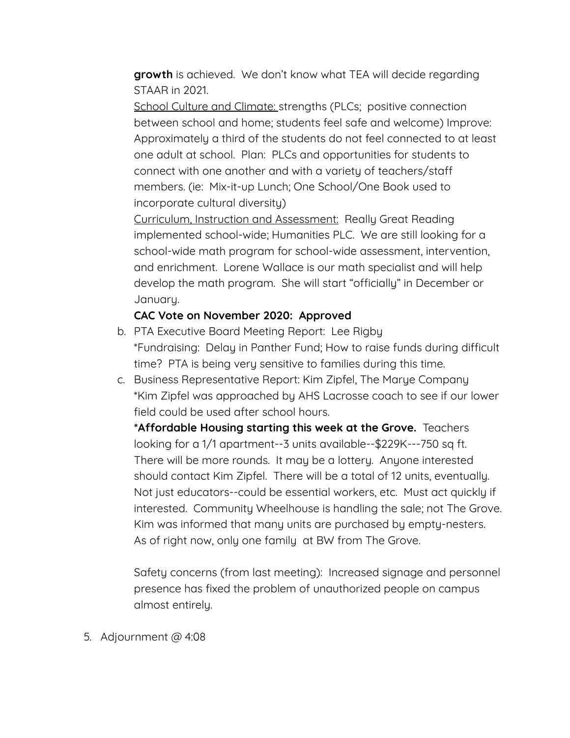**growth** is achieved. We don't know what TEA will decide regarding STAAR in 2021.

School Culture and Climate: strengths (PLCs; positive connection between school and home; students feel safe and welcome) Improve: Approximately a third of the students do not feel connected to at least one adult at school. Plan: PLCs and opportunities for students to connect with one another and with a variety of teachers/staff members. (ie: Mix-it-up Lunch; One School/One Book used to incorporate cultural diversity)

Curriculum, Instruction and Assessment: Really Great Reading implemented school-wide; Humanities PLC. We are still looking for a school-wide math program for school-wide assessment, intervention, and enrichment. Lorene Wallace is our math specialist and will help develop the math program. She will start "officially" in December or January.

**CAC Vote on November 2020: Approved**

b. PTA Executive Board Meeting Report: Lee Rigby
*Fundraising: Delay in Panther Fund; How to raise funds during difficult time? PTA is being very sensitive to families during this time.

c. Business Representative Report: Kim Zipfel, The Marye Company
*Kim Zipfel was approached by AHS Lacrosse coach to see if our lower field could be used after school hours.

**\*Affordable Housing starting this week at the Grove.** Teachers looking for a 1/1 apartment--3 units available--$229K---750 sq ft. There will be more rounds. It may be a lottery. Anyone interested should contact Kim Zipfel. There will be a total of 12 units, eventually. Not just educators--could be essential workers, etc. Must act quickly if interested. Community Wheelhouse is handling the sale; not The Grove. Kim was informed that many units are purchased by empty-nesters. As of right now, only one family at BW from The Grove.

Safety concerns (from last meeting): Increased signage and personnel presence has fixed the problem of unauthorized people on campus almost entirely.

5. Adjournment @ 4:08